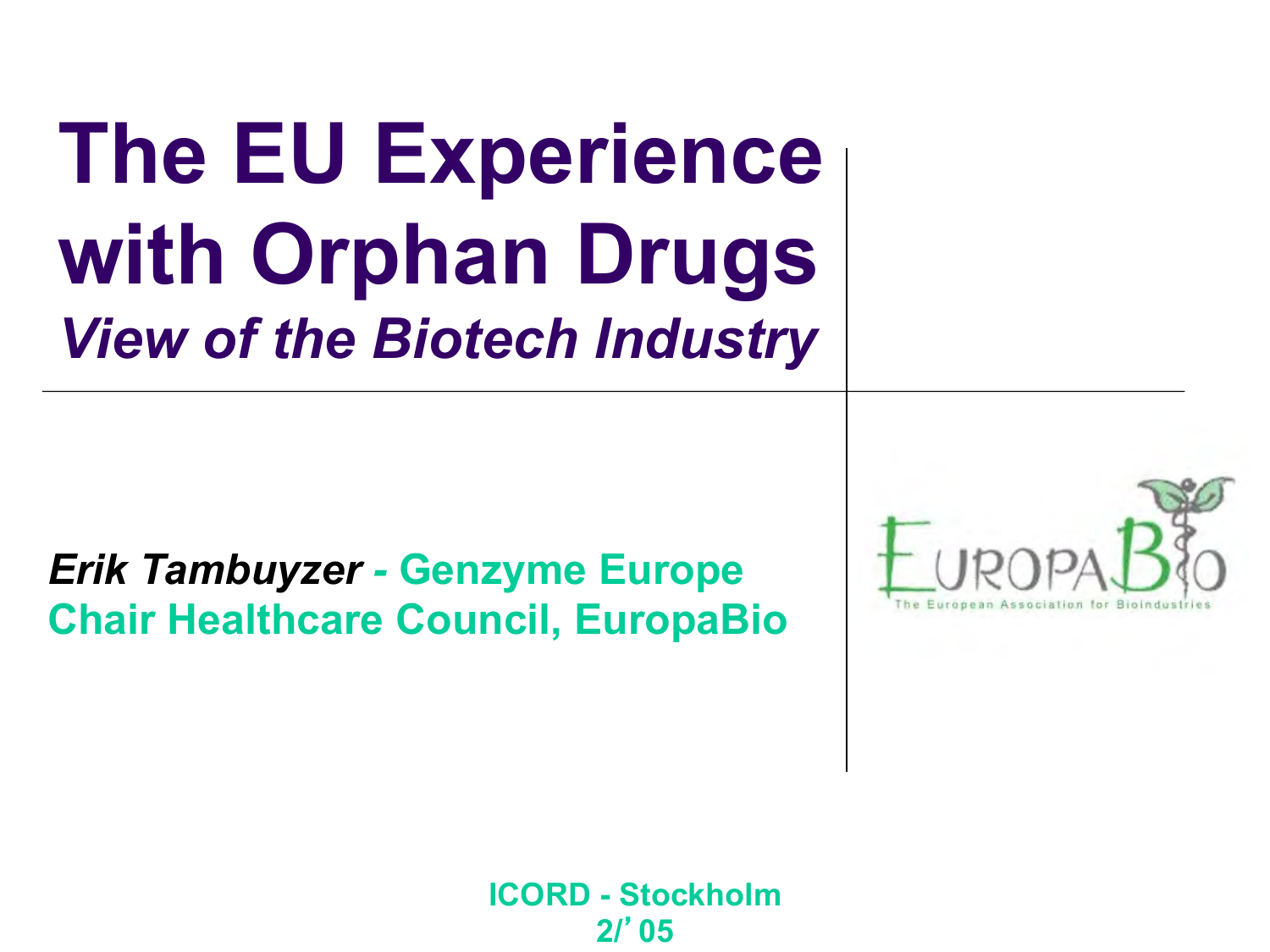# The EU Experience with Orphan Drugs

## *View of the Biotech Industry*

***Erik Tambuyzer*** *-* **Genzyme Europe**
**Chair Healthcare Council, EuropaBio**

EuropaBio
The European Association for Bioindustries

**ICORD - Stockholm**
**2/'05**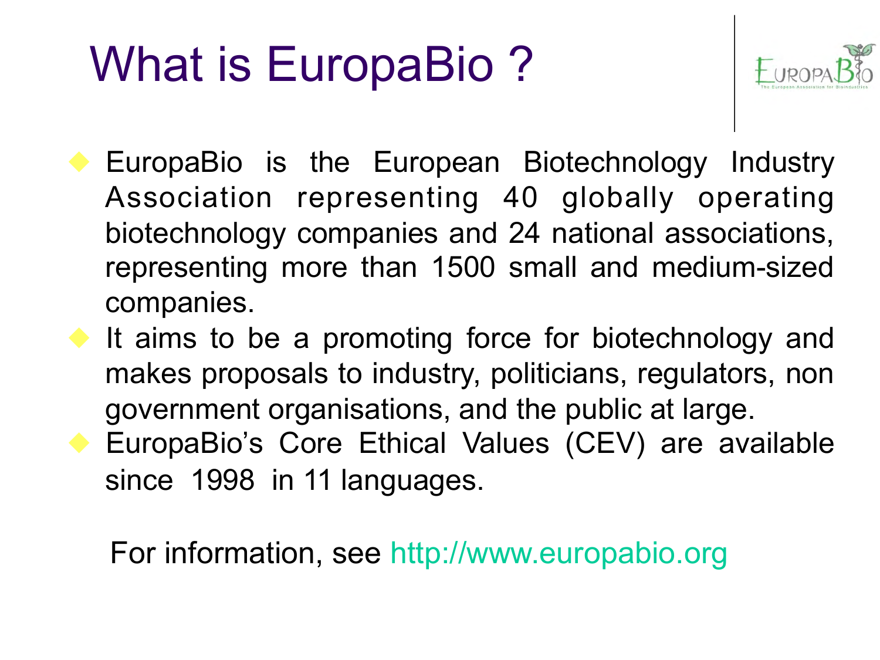# What is EuropaBio ?

- EuropaBio is the European Biotechnology Industry Association representing 40 globally operating biotechnology companies and 24 national associations, representing more than 1500 small and medium-sized companies.
- It aims to be a promoting force for biotechnology and makes proposals to industry, politicians, regulators, non government organisations, and the public at large.
- EuropaBio's Core Ethical Values (CEV) are available since 1998 in 11 languages.

For information, see http://www.europabio.org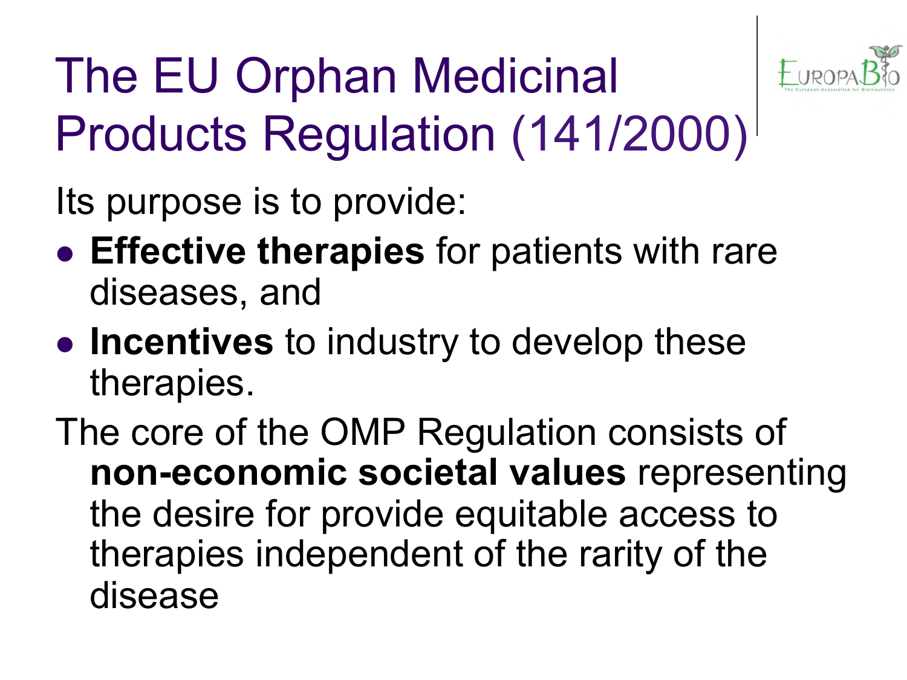# The EU Orphan Medicinal Products Regulation (141/2000)

Its purpose is to provide:

- **Effective therapies** for patients with rare diseases, and
- **Incentives** to industry to develop these therapies.

The core of the OMP Regulation consists of **non-economic societal values** representing the desire for provide equitable access to therapies independent of the rarity of the disease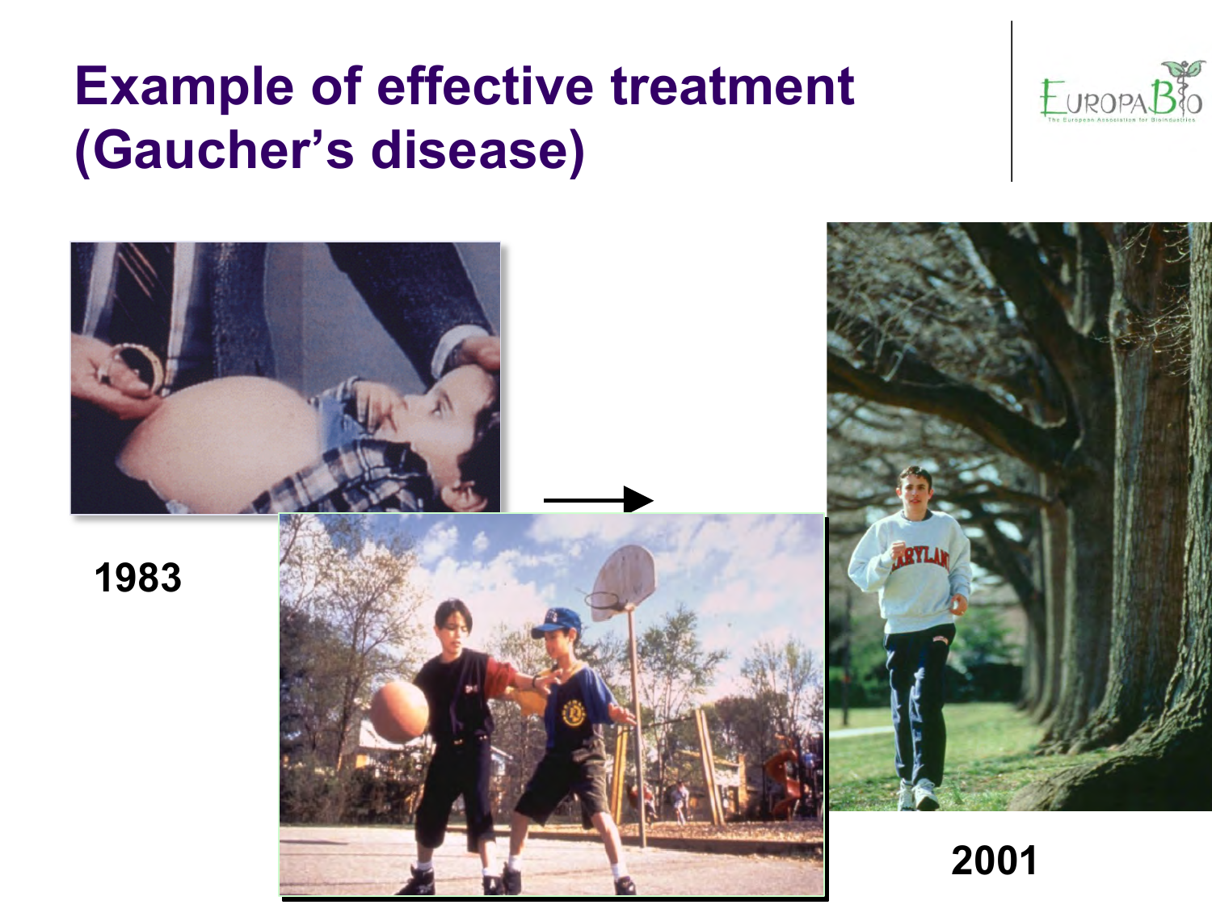# Example of effective treatment (Gaucher's disease)

1983

2001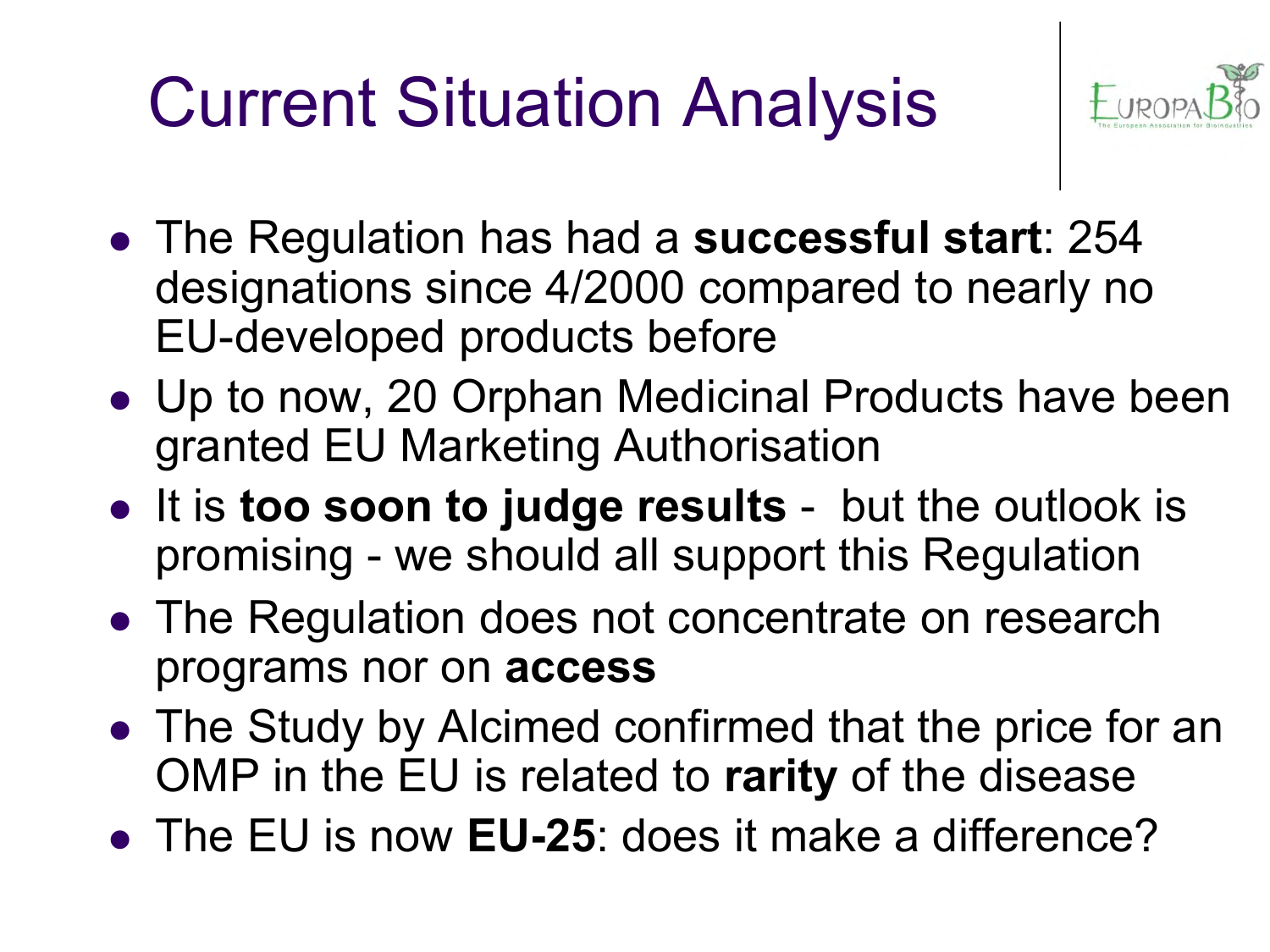# Current Situation Analysis

- The Regulation has had a **successful start**: 254 designations since 4/2000 compared to nearly no EU-developed products before
- Up to now, 20 Orphan Medicinal Products have been granted EU Marketing Authorisation
- It is **too soon to judge results** - but the outlook is promising - we should all support this Regulation
- The Regulation does not concentrate on research programs nor on **access**
- The Study by Alcimed confirmed that the price for an OMP in the EU is related to **rarity** of the disease
- The EU is now **EU-25**: does it make a difference?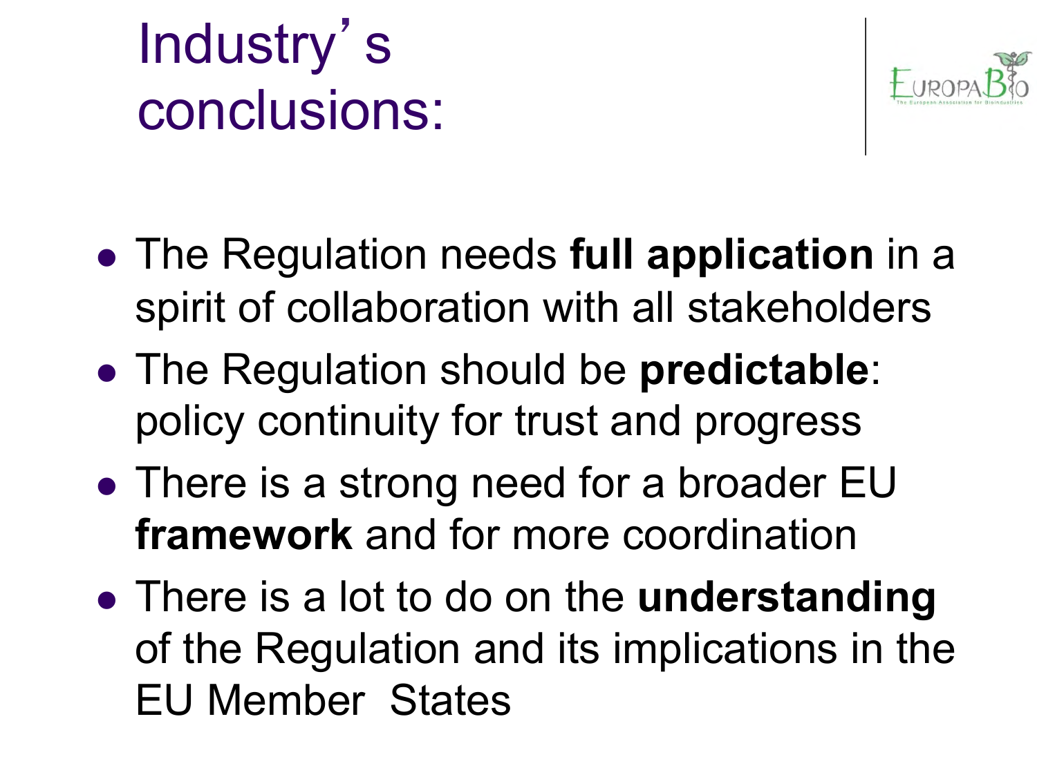# Industry's conclusions:

EuropaBio
The European Association for Bioindustries

- The Regulation needs **full application** in a spirit of collaboration with all stakeholders
- The Regulation should be **predictable**: policy continuity for trust and progress
- There is a strong need for a broader EU **framework** and for more coordination
- There is a lot to do on the **understanding** of the Regulation and its implications in the EU Member States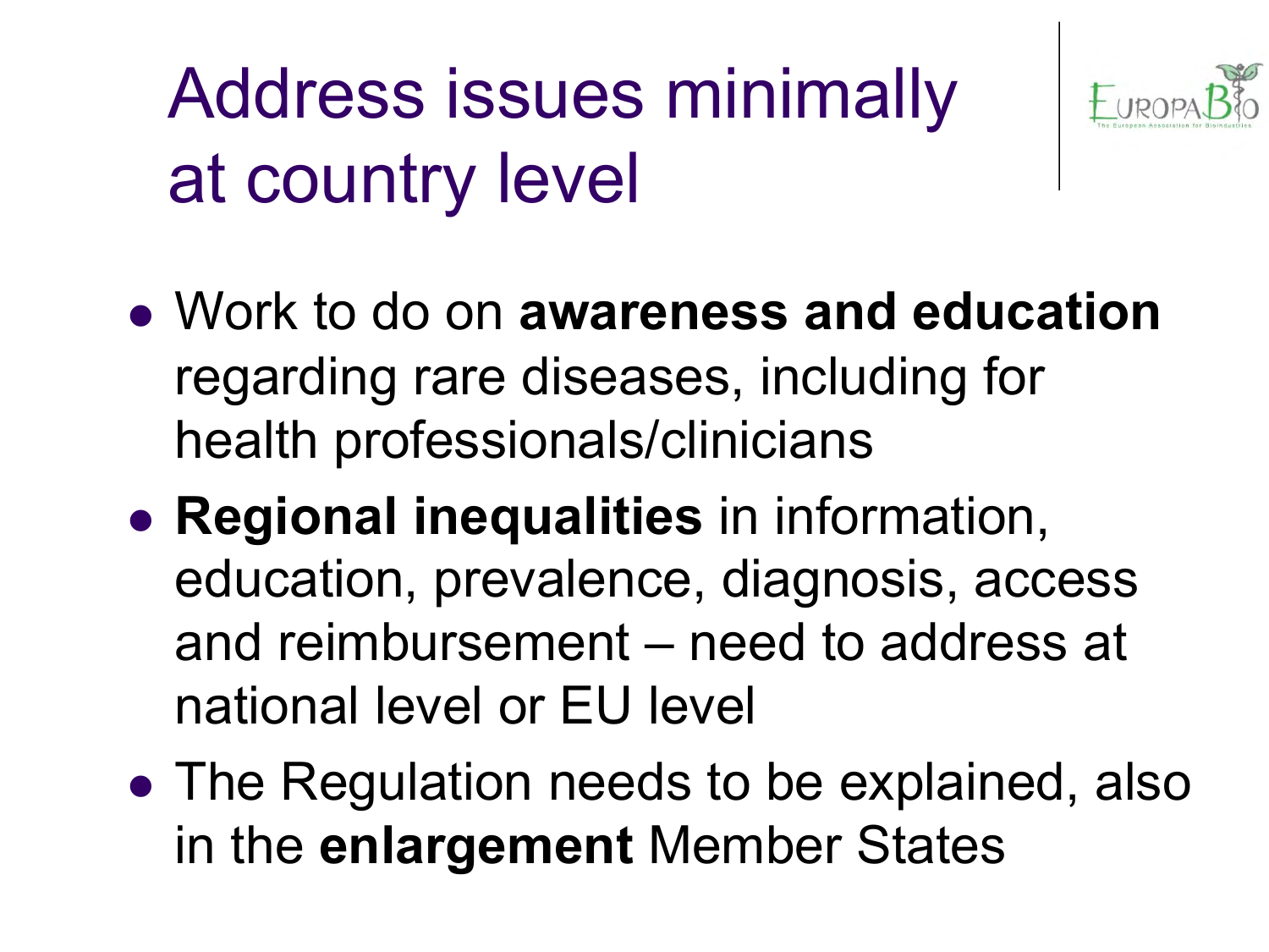# Address issues minimally at country level

- Work to do on **awareness and education** regarding rare diseases, including for health professionals/clinicians
- **Regional inequalities** in information, education, prevalence, diagnosis, access and reimbursement – need to address at national level or EU level
- The Regulation needs to be explained, also in the **enlargement** Member States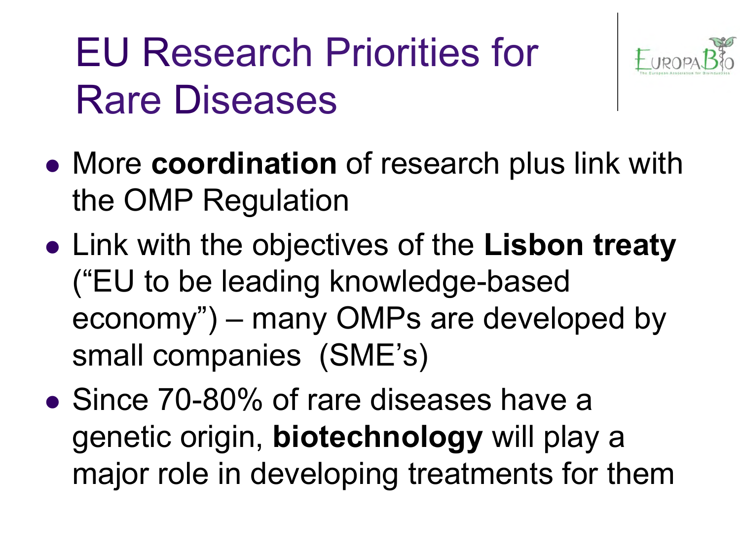# EU Research Priorities for Rare Diseases

- More **coordination** of research plus link with the OMP Regulation
- Link with the objectives of the **Lisbon treaty** ("EU to be leading knowledge-based economy") – many OMPs are developed by small companies (SME's)
- Since 70-80% of rare diseases have a genetic origin, **biotechnology** will play a major role in developing treatments for them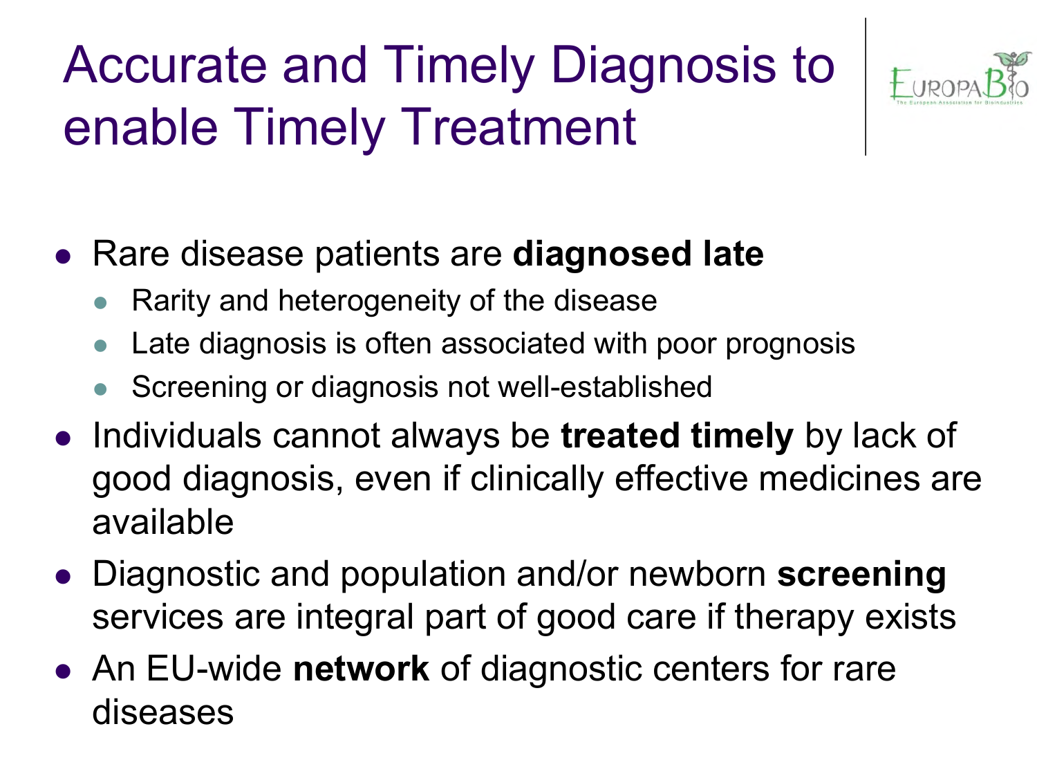# Accurate and Timely Diagnosis to enable Timely Treatment

- Rare disease patients are **diagnosed late**
  - Rarity and heterogeneity of the disease
  - Late diagnosis is often associated with poor prognosis
  - Screening or diagnosis not well-established
- Individuals cannot always be **treated timely** by lack of good diagnosis, even if clinically effective medicines are available
- Diagnostic and population and/or newborn **screening** services are integral part of good care if therapy exists
- An EU-wide **network** of diagnostic centers for rare diseases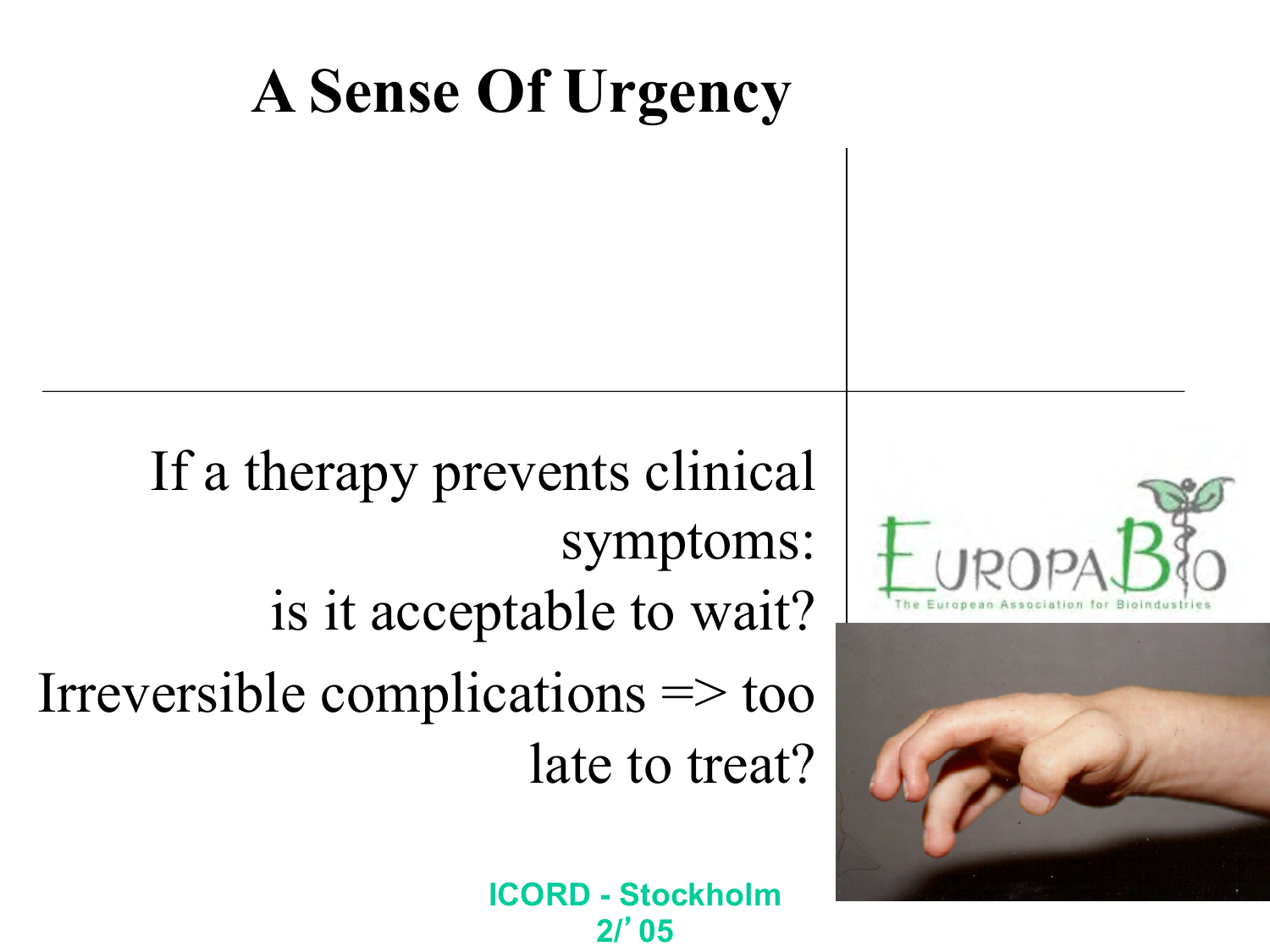# A Sense Of Urgency

If a therapy prevents clinical symptoms: is it acceptable to wait?

Irreversible complications => too late to treat?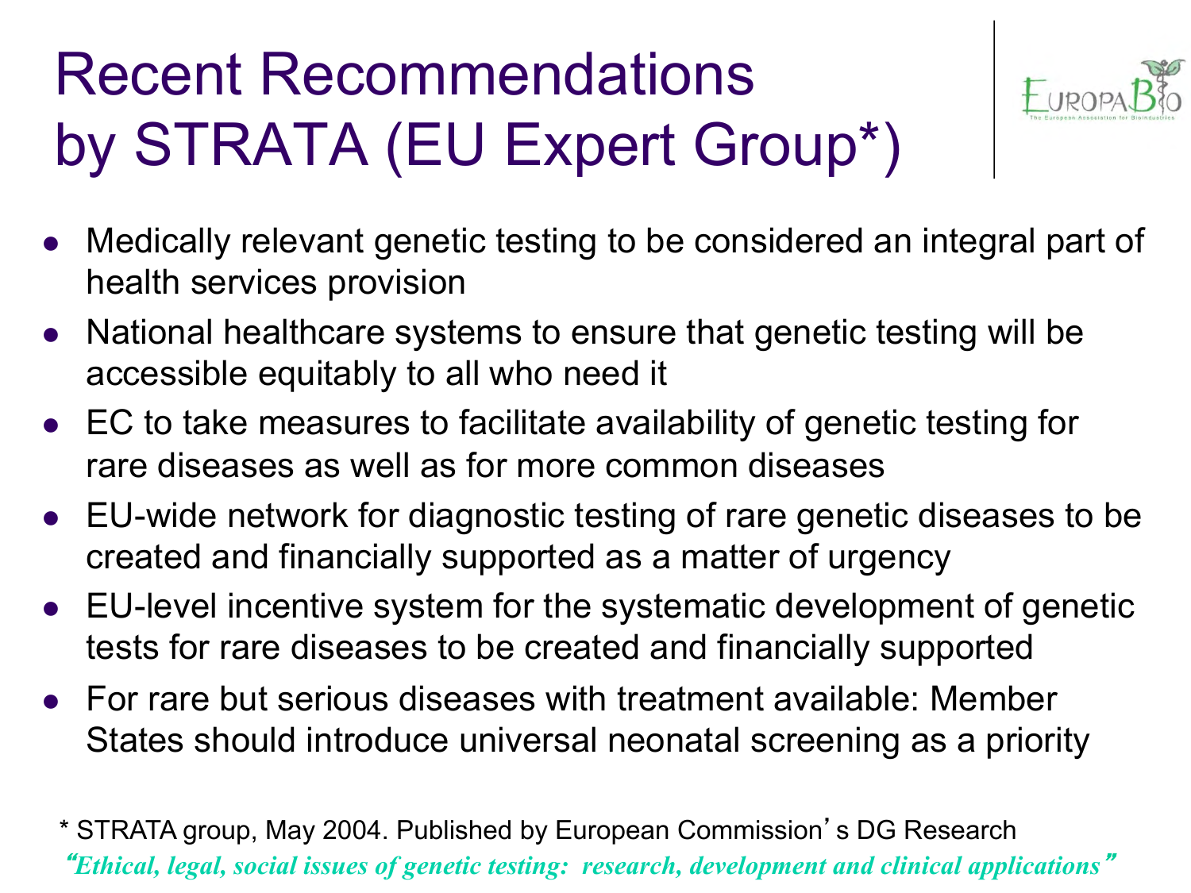# Recent Recommendations by STRATA (EU Expert Group*)

- Medically relevant genetic testing to be considered an integral part of health services provision
- National healthcare systems to ensure that genetic testing will be accessible equitably to all who need it
- EC to take measures to facilitate availability of genetic testing for rare diseases as well as for more common diseases
- EU-wide network for diagnostic testing of rare genetic diseases to be created and financially supported as a matter of urgency
- EU-level incentive system for the systematic development of genetic tests for rare diseases to be created and financially supported
- For rare but serious diseases with treatment available: Member States should introduce universal neonatal screening as a priority

* STRATA group, May 2004. Published by European Commission's DG Research

*"Ethical, legal, social issues of genetic testing: research, development and clinical applications"*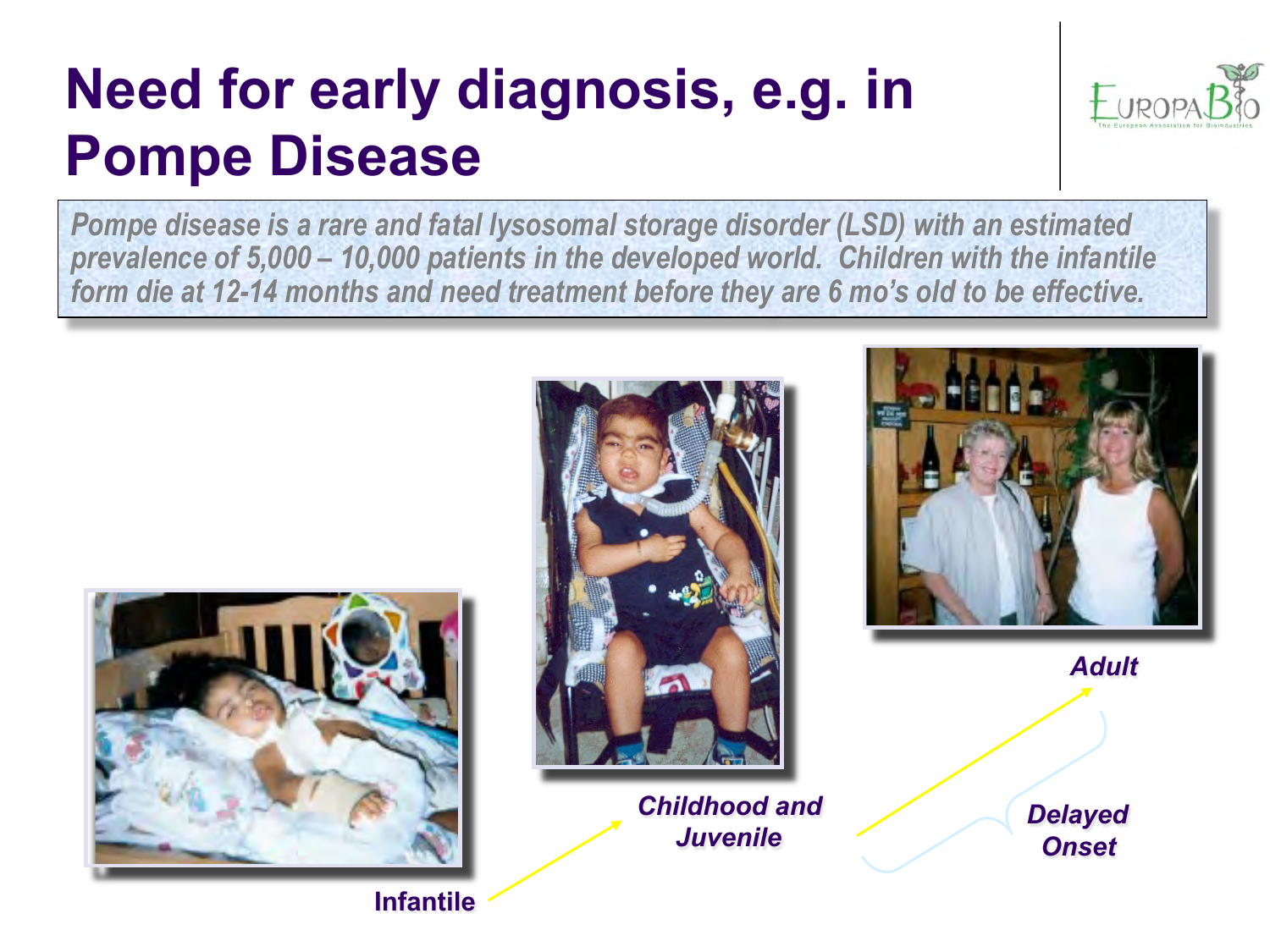# Need for early diagnosis, e.g. in Pompe Disease

*Pompe disease is a rare and fatal lysosomal storage disorder (LSD) with an estimated prevalence of 5,000 – 10,000 patients in the developed world. Children with the infantile form die at 12-14 months and need treatment before they are 6 mo's old to be effective.*

**Infantile**

***Childhood and Juvenile***

***Adult***

***Delayed Onset***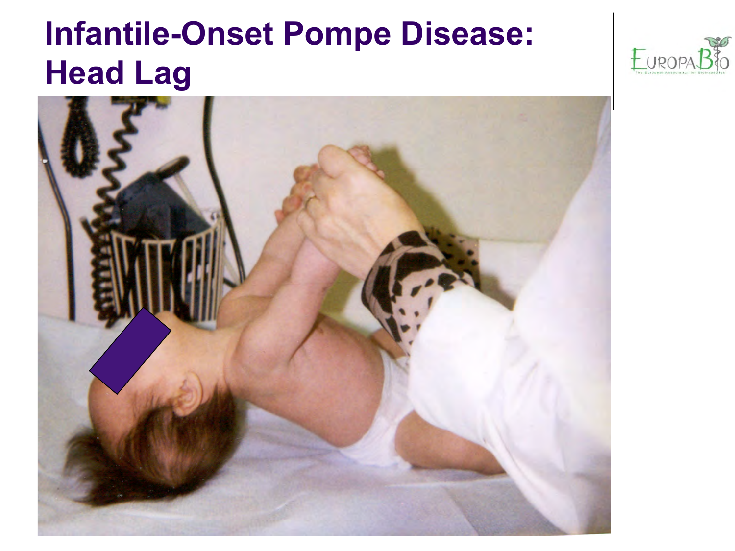# Infantile-Onset Pompe Disease: Head Lag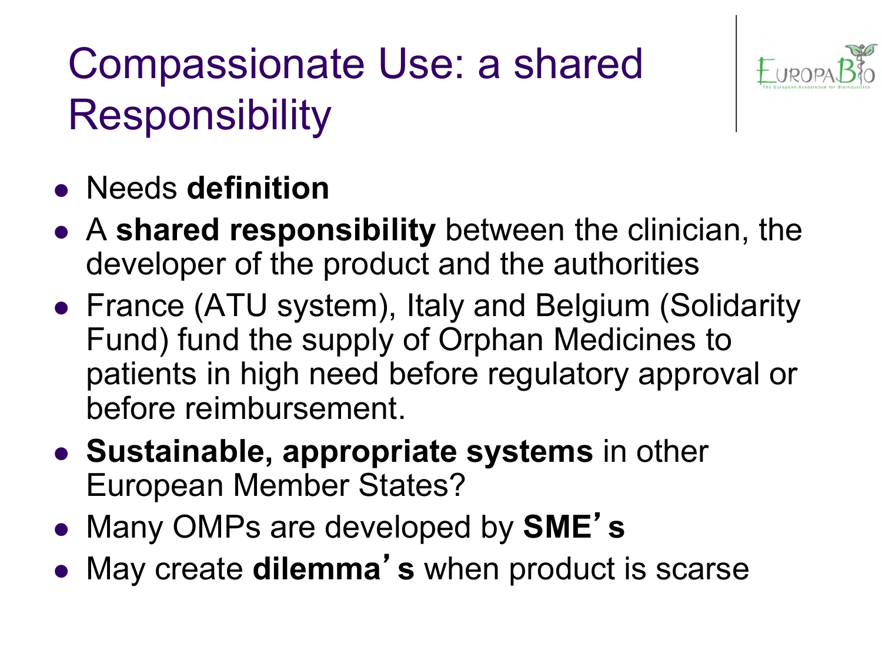# Compassionate Use: a shared Responsibility

- Needs **definition**
- A **shared responsibility** between the clinician, the developer of the product and the authorities
- France (ATU system), Italy and Belgium (Solidarity Fund) fund the supply of Orphan Medicines to patients in high need before regulatory approval or before reimbursement.
- **Sustainable, appropriate systems** in other European Member States?
- Many OMPs are developed by **SME's**
- May create **dilemma's** when product is scarse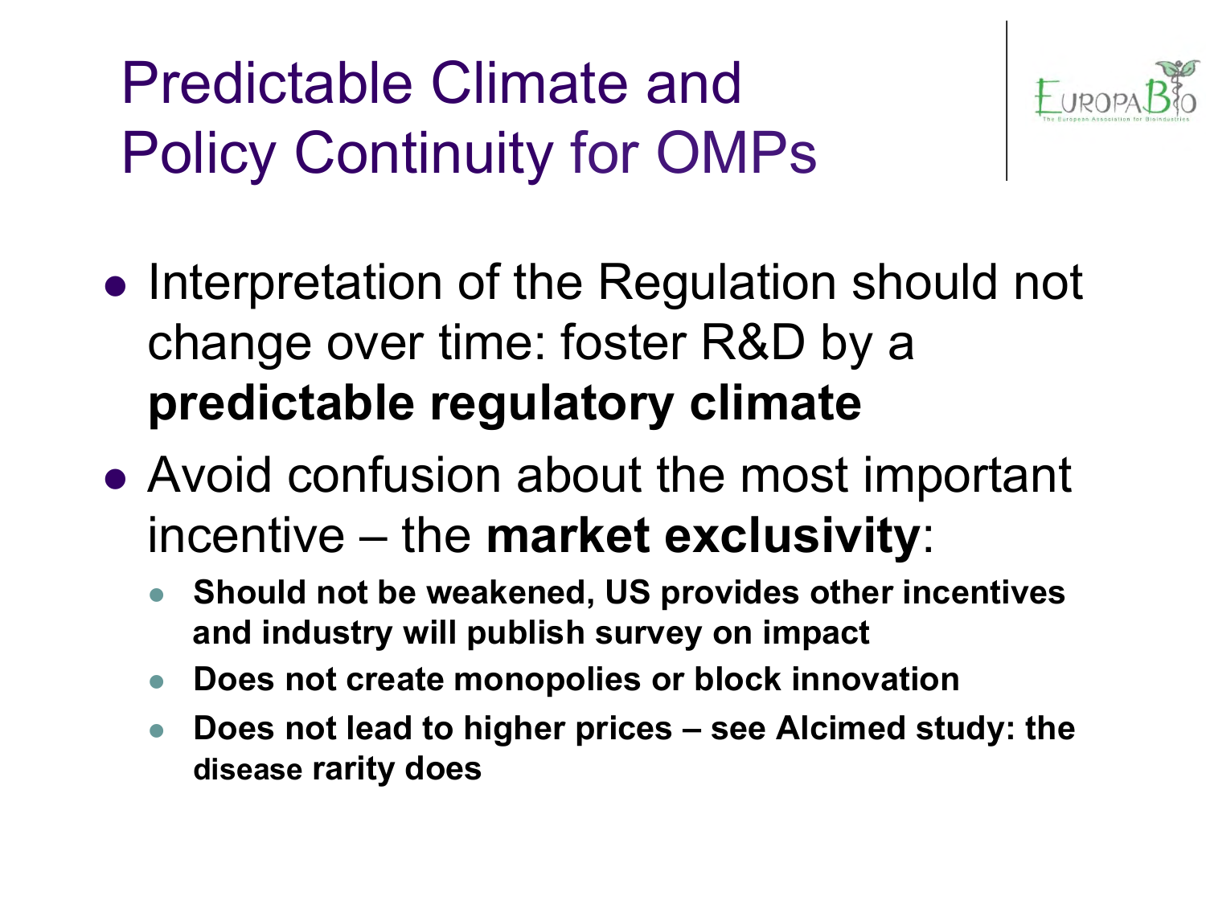# Predictable Climate and Policy Continuity for OMPs

- Interpretation of the Regulation should not change over time: foster R&D by a **predictable regulatory climate**
- Avoid confusion about the most important incentive – the **market exclusivity**:
  - **Should not be weakened, US provides other incentives and industry will publish survey on impact**
  - **Does not create monopolies or block innovation**
  - **Does not lead to higher prices – see Alcimed study: the disease rarity does**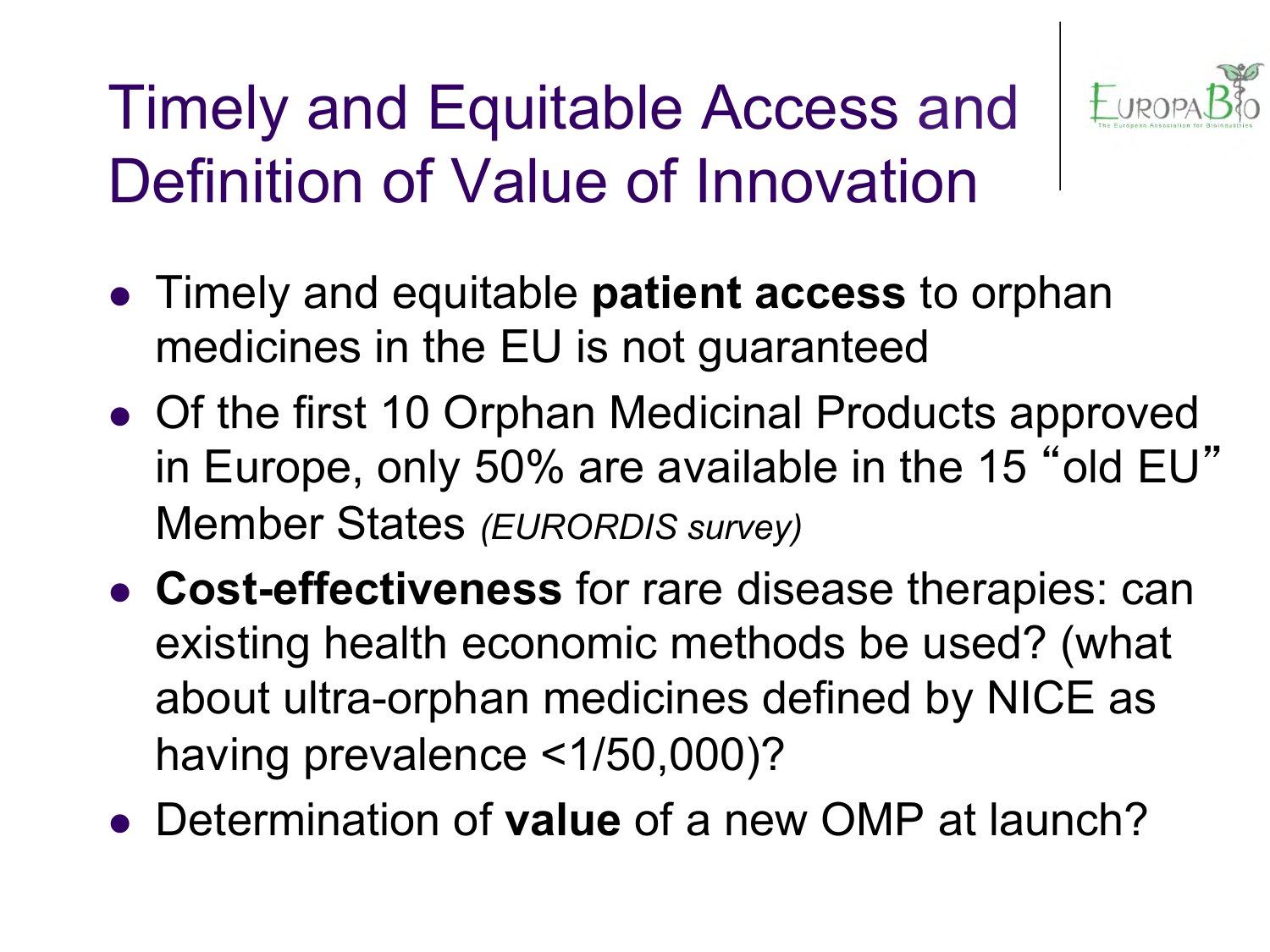# Timely and Equitable Access and Definition of Value of Innovation

- Timely and equitable **patient access** to orphan medicines in the EU is not guaranteed
- Of the first 10 Orphan Medicinal Products approved in Europe, only 50% are available in the 15 "old EU" Member States *(EURORDIS survey)*
- **Cost-effectiveness** for rare disease therapies: can existing health economic methods be used? (what about ultra-orphan medicines defined by NICE as having prevalence <1/50,000)?
- Determination of **value** of a new OMP at launch?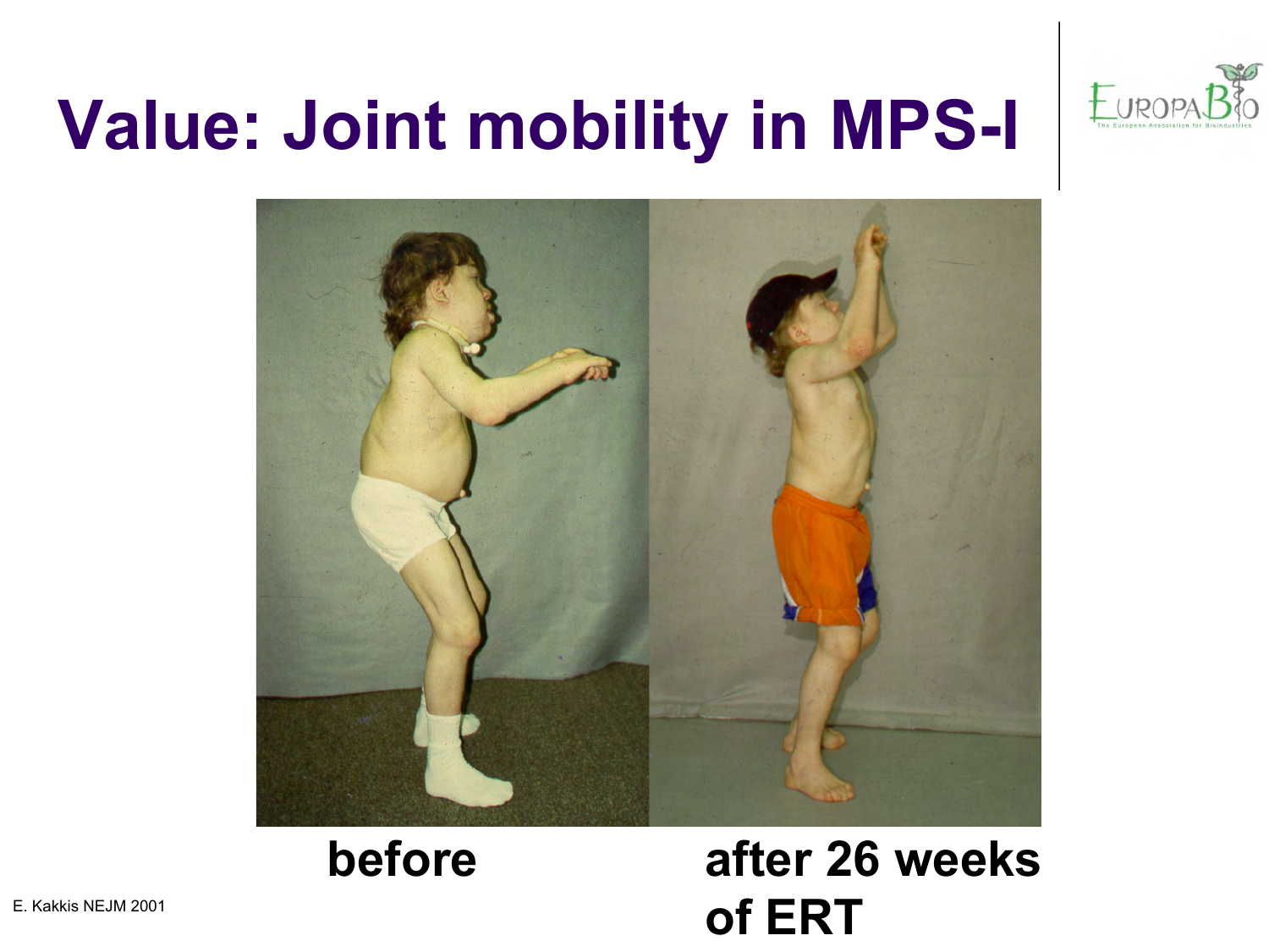# Value: Joint mobility in MPS-I

**before**

**after 26 weeks of ERT**

E. Kakkis NEJM 2001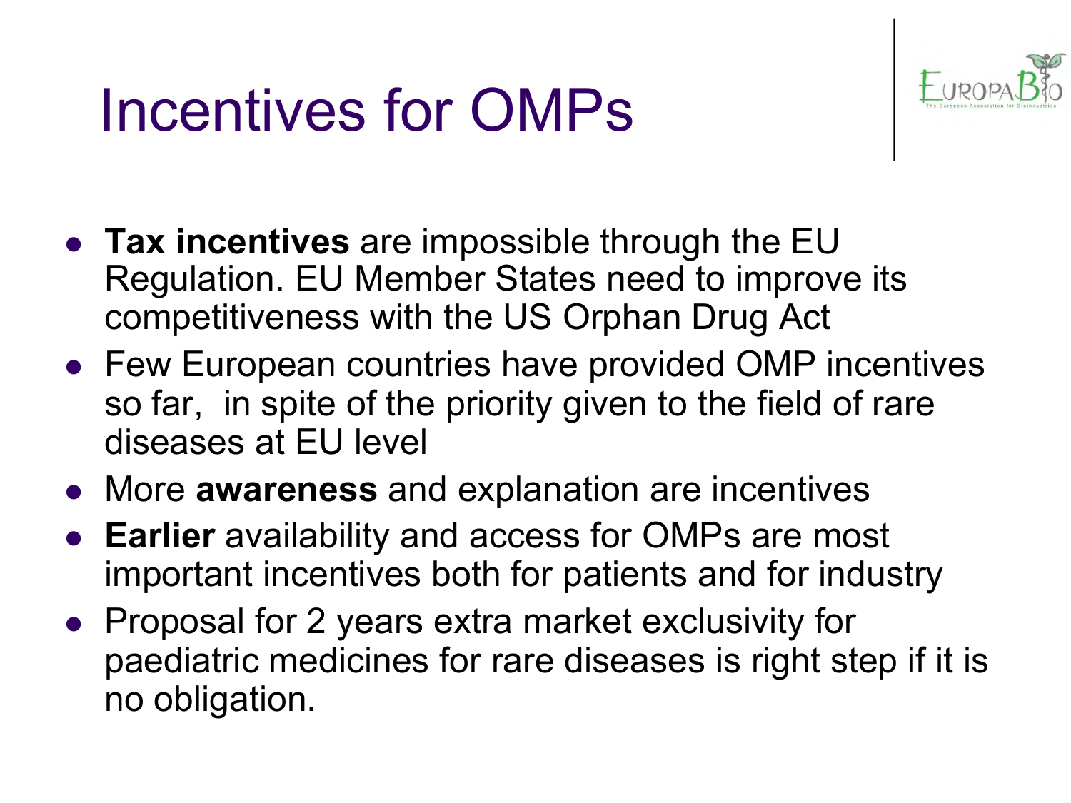# Incentives for OMPs

- **Tax incentives** are impossible through the EU Regulation. EU Member States need to improve its competitiveness with the US Orphan Drug Act
- Few European countries have provided OMP incentives so far, in spite of the priority given to the field of rare diseases at EU level
- More **awareness** and explanation are incentives
- **Earlier** availability and access for OMPs are most important incentives both for patients and for industry
- Proposal for 2 years extra market exclusivity for paediatric medicines for rare diseases is right step if it is no obligation.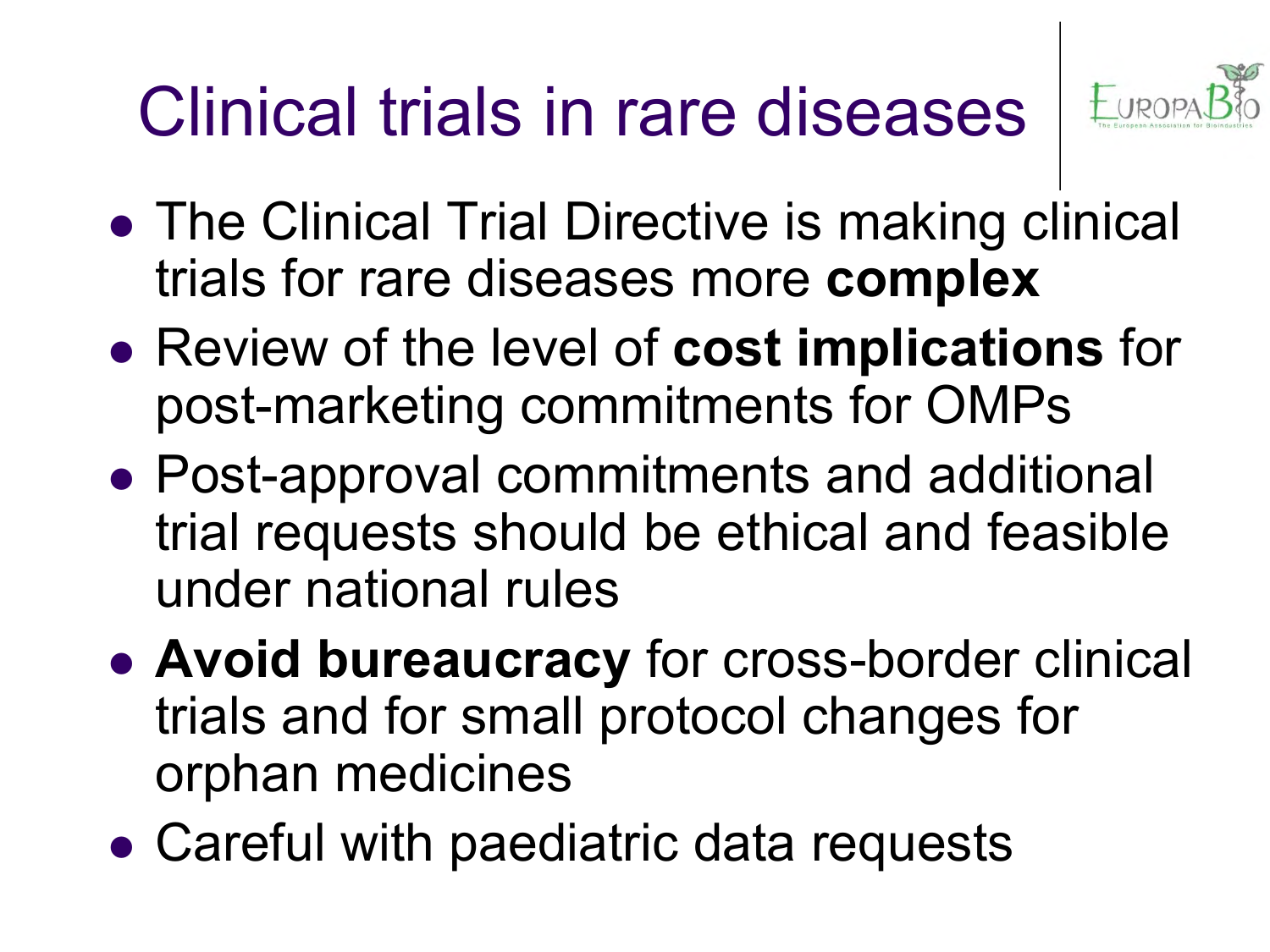# Clinical trials in rare diseases

- The Clinical Trial Directive is making clinical trials for rare diseases more **complex**
- Review of the level of **cost implications** for post-marketing commitments for OMPs
- Post-approval commitments and additional trial requests should be ethical and feasible under national rules
- **Avoid bureaucracy** for cross-border clinical trials and for small protocol changes for orphan medicines
- Careful with paediatric data requests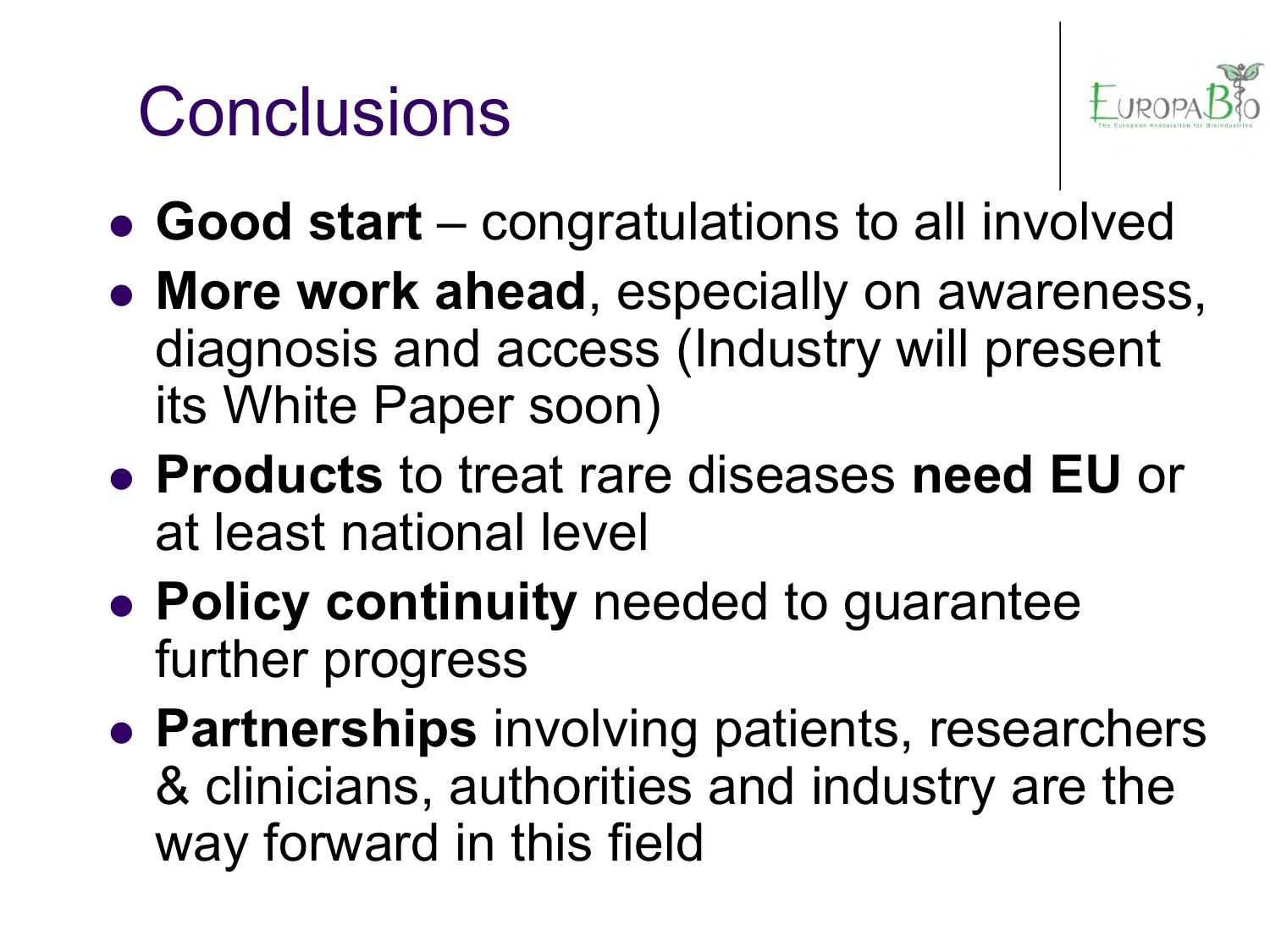# Conclusions

- **Good start** – congratulations to all involved
- **More work ahead**, especially on awareness, diagnosis and access (Industry will present its White Paper soon)
- **Products** to treat rare diseases **need EU** or at least national level
- **Policy continuity** needed to guarantee further progress
- **Partnerships** involving patients, researchers & clinicians, authorities and industry are the way forward in this field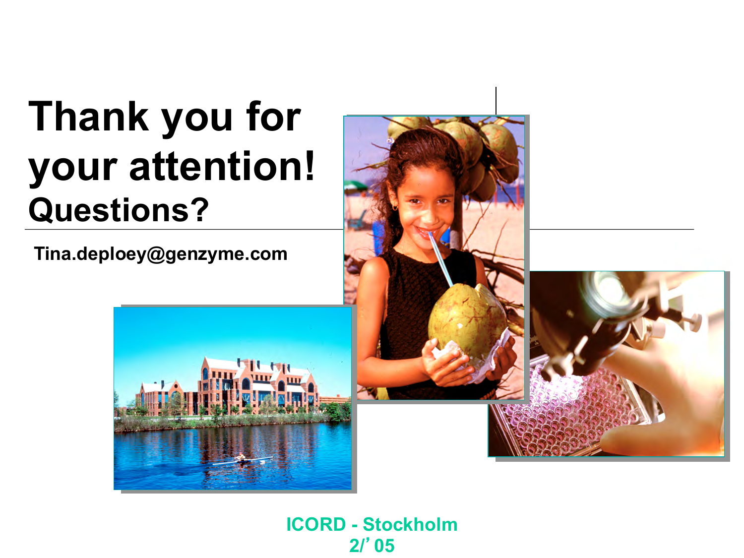# Thank you for your attention!

## Questions?

Tina.deploey@genzyme.com

ICORD - Stockholm
2/' 05